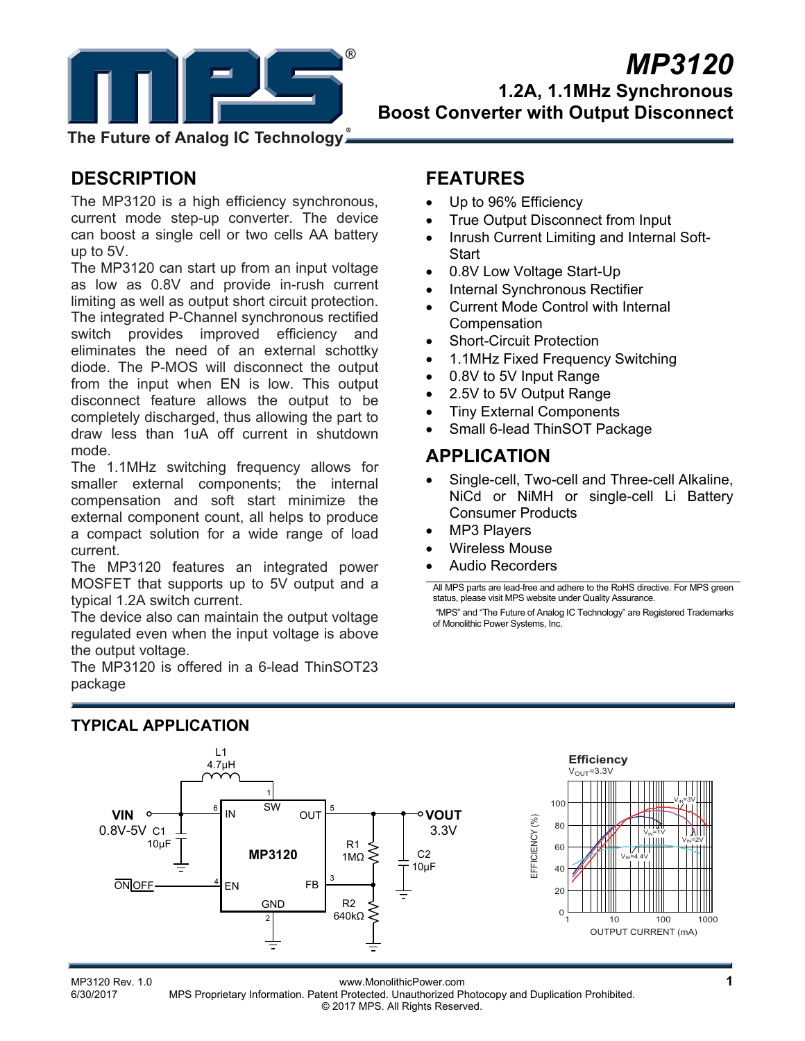# MP3120

## 1.2A, 1.1MHz Synchronous Boost Converter with Output Disconnect

## DESCRIPTION

The MP3120 is a high efficiency synchronous, current mode step-up converter. The device can boost a single cell or two cells AA battery up to 5V.

The MP3120 can start up from an input voltage as low as 0.8V and provide in-rush current limiting as well as output short circuit protection. The integrated P-Channel synchronous rectified switch provides improved efficiency and eliminates the need of an external schottky diode. The P-MOS will disconnect the output from the input when EN is low. This output disconnect feature allows the output to be completely discharged, thus allowing the part to draw less than 1uA off current in shutdown mode.

The 1.1MHz switching frequency allows for smaller external components; the internal compensation and soft start minimize the external component count, all helps to produce a compact solution for a wide range of load current.

The MP3120 features an integrated power MOSFET that supports up to 5V output and a typical 1.2A switch current.

The device also can maintain the output voltage regulated even when the input voltage is above the output voltage.

The MP3120 is offered in a 6-lead ThinSOT23 package

## FEATURES

- Up to 96% Efficiency
- True Output Disconnect from Input
- Inrush Current Limiting and Internal Soft-Start
- 0.8V Low Voltage Start-Up
- Internal Synchronous Rectifier
- Current Mode Control with Internal Compensation
- Short-Circuit Protection
- 1.1MHz Fixed Frequency Switching
- 0.8V to 5V Input Range
- 2.5V to 5V Output Range
- Tiny External Components
- Small 6-lead ThinSOT Package

## APPLICATION

- Single-cell, Two-cell and Three-cell Alkaline, NiCd or NiMH or single-cell Li Battery Consumer Products
- MP3 Players
- Wireless Mouse
- Audio Recorders

All MPS parts are lead-free and adhere to the RoHS directive. For MPS green status, please visit MPS website under Quality Assurance.

"MPS" and "The Future of Analog IC Technology" are Registered Trademarks of Monolithic Power Systems, Inc.

## TYPICAL APPLICATION

L1 4.7μH

VIN 0.8V-5V, C1 10μF, ON/OFF → EN

MP3120: 1 SW, 2 GND, 3 FB, 4 EN, 5 OUT, 6 IN

R1 1MΩ, R2 640kΩ, C2 10μF, VOUT 3.3V

**Efficiency**
$V_{OUT}$=3.3V

EFFICIENCY (%) vs. OUTPUT CURRENT (mA); curves: $V_{IN}$=1V, $V_{IN}$=2V, $V_{IN}$=3V, $V_{IN}$=4.4V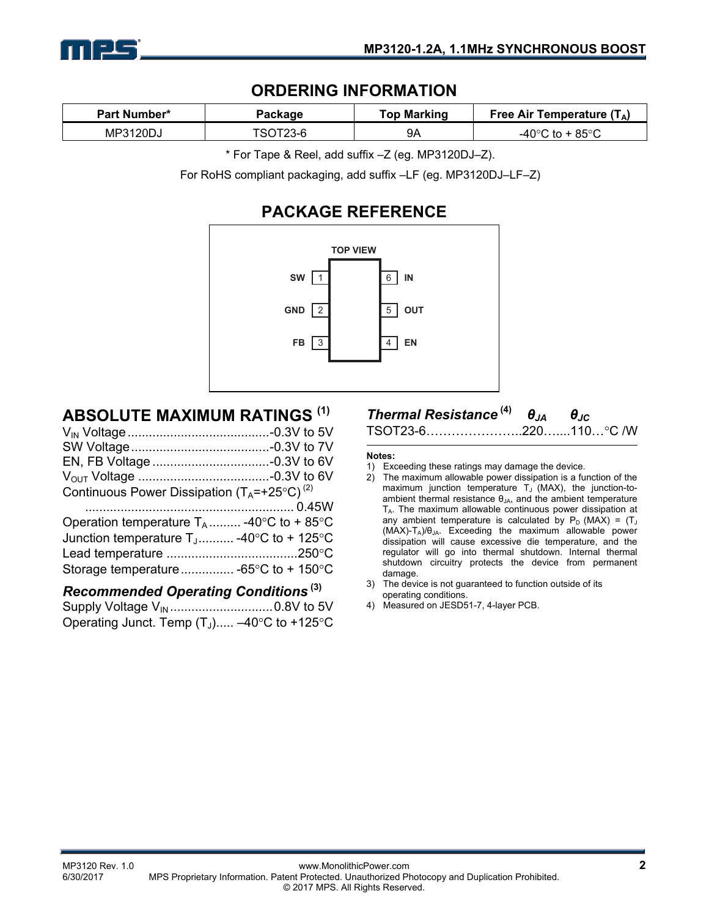## ORDERING INFORMATION

| Part Number* | Package | Top Marking | Free Air Temperature ($T_A$) |
|---|---|---|---|
| MP3120DJ | TSOT23-6 | 9A | -40°C to + 85°C |

\* For Tape & Reel, add suffix –Z (eg. MP3120DJ–Z).

For RoHS compliant packaging, add suffix –LF (eg. MP3120DJ–LF–Z)

## PACKAGE REFERENCE

TOP VIEW

| Pin | Name | Pin | Name |
|---|---|---|---|
| 1 | SW | 6 | IN |
| 2 | GND | 5 | OUT |
| 3 | FB | 4 | EN |

## ABSOLUTE MAXIMUM RATINGS [1]

$V_{IN}$ Voltage ........................................-0.3V to 5V
SW Voltage ........................................-0.3V to 7V
EN, FB Voltage ..................................-0.3V to 6V
$V_{OUT}$ Voltage ......................................-0.3V to 6V
Continuous Power Dissipation ($T_A$=+25°C) [2]
........................................................... 0.45W
Operation temperature $T_A$ ......... -40°C to + 85°C
Junction temperature $T_J$.......... -40°C to + 125°C
Lead temperature .....................................250°C
Storage temperature ............... -65°C to + 150°C

### *Recommended Operating Conditions* [3]

Supply Voltage $V_{IN}$ ............................0.8V to 5V
Operating Junct. Temp ($T_J$)..... –40°C to +125°C

### *Thermal Resistance* [4] $\theta_{JA}$ $\theta_{JC}$

TSOT23-6…………………..220…....110…°C /W

**Notes:**

1) Exceeding these ratings may damage the device.
2) The maximum allowable power dissipation is a function of the maximum junction temperature $T_J$ (MAX), the junction-to-ambient thermal resistance $\theta_{JA}$, and the ambient temperature $T_A$. The maximum allowable continuous power dissipation at any ambient temperature is calculated by $P_D$ (MAX) = ($T_J$ (MAX)-$T_A$)/$\theta_{JA}$. Exceeding the maximum allowable power dissipation will cause excessive die temperature, and the regulator will go into thermal shutdown. Internal thermal shutdown circuitry protects the device from permanent damage.
3) The device is not guaranteed to function outside of its operating conditions.
4) Measured on JESD51-7, 4-layer PCB.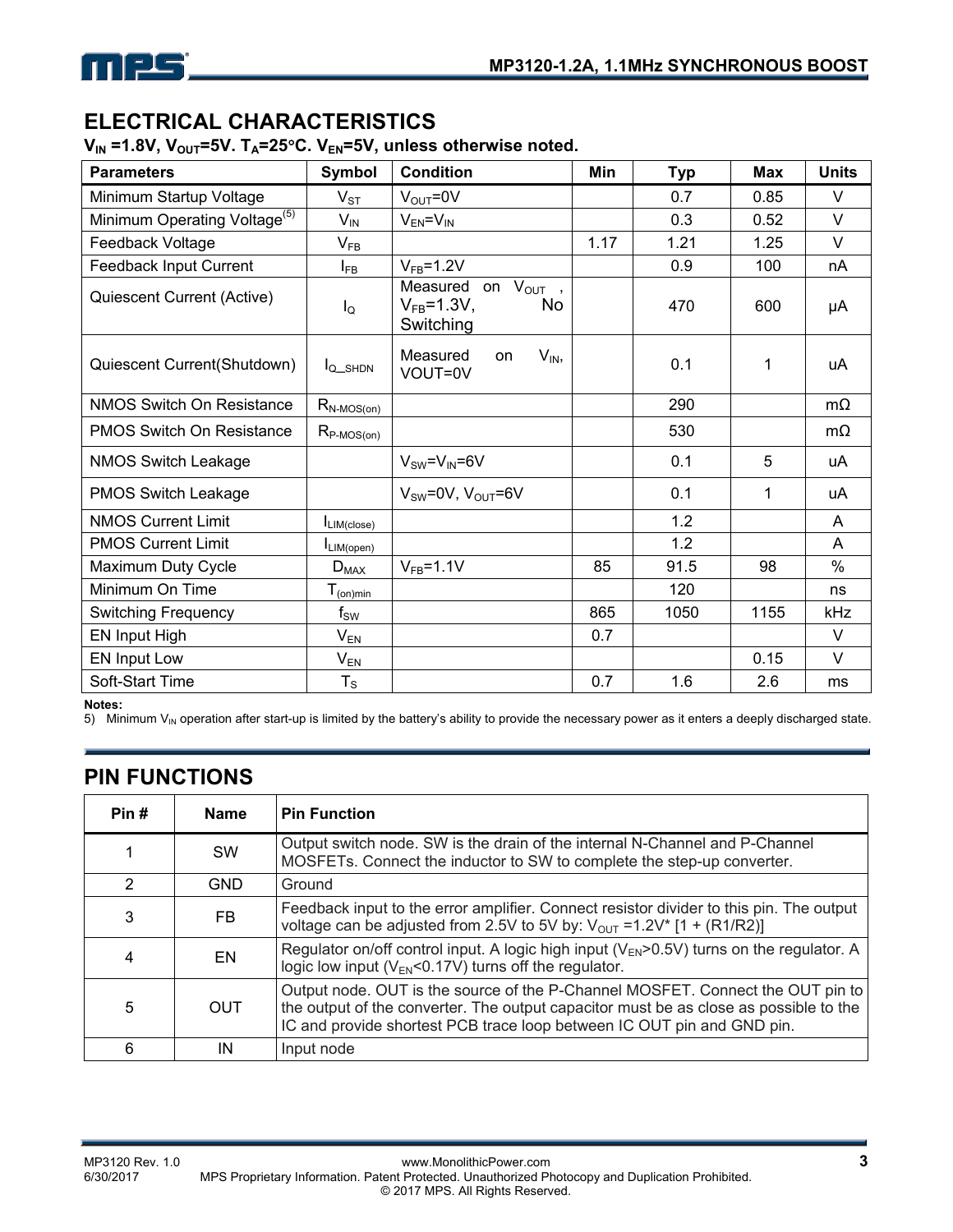## ELECTRICAL CHARACTERISTICS

**$V_{IN}$ =1.8V, $V_{OUT}$=5V. $T_A$=25°C. $V_{EN}$=5V, unless otherwise noted.**

| Parameters | Symbol | Condition | Min | Typ | Max | Units |
|---|---|---|---|---|---|---|
| Minimum Startup Voltage | $V_{ST}$ | $V_{OUT}$=0V | | 0.7 | 0.85 | V |
| Minimum Operating Voltage[5] | $V_{IN}$ | $V_{EN}$=$V_{IN}$ | | 0.3 | 0.52 | V |
| Feedback Voltage | $V_{FB}$ | | 1.17 | 1.21 | 1.25 | V |
| Feedback Input Current | $I_{FB}$ | $V_{FB}$=1.2V | | 0.9 | 100 | nA |
| Quiescent Current (Active) | $I_Q$ | Measured on $V_{OUT}$, $V_{FB}$=1.3V, No Switching | | 470 | 600 | μA |
| Quiescent Current(Shutdown) | $I_{Q\_SHDN}$ | Measured on $V_{IN}$, VOUT=0V | | 0.1 | 1 | uA |
| NMOS Switch On Resistance | $R_{N\text{-}MOS(on)}$ | | | 290 | | mΩ |
| PMOS Switch On Resistance | $R_{P\text{-}MOS(on)}$ | | | 530 | | mΩ |
| NMOS Switch Leakage | | $V_{SW}$=$V_{IN}$=6V | | 0.1 | 5 | uA |
| PMOS Switch Leakage | | $V_{SW}$=0V, $V_{OUT}$=6V | | 0.1 | 1 | uA |
| NMOS Current Limit | $I_{LIM(close)}$ | | | 1.2 | | A |
| PMOS Current Limit | $I_{LIM(open)}$ | | | 1.2 | | A |
| Maximum Duty Cycle | $D_{MAX}$ | $V_{FB}$=1.1V | 85 | 91.5 | 98 | % |
| Minimum On Time | $T_{(on)min}$ | | | 120 | | ns |
| Switching Frequency | $f_{SW}$ | | 865 | 1050 | 1155 | kHz |
| EN Input High | $V_{EN}$ | | 0.7 | | | V |
| EN Input Low | $V_{EN}$ | | | | 0.15 | V |
| Soft-Start Time | $T_S$ | | 0.7 | 1.6 | 2.6 | ms |

**Notes:**

5) Minimum $V_{IN}$ operation after start-up is limited by the battery's ability to provide the necessary power as it enters a deeply discharged state.

## PIN FUNCTIONS

| Pin # | Name | Pin Function |
|---|---|---|
| 1 | SW | Output switch node. SW is the drain of the internal N-Channel and P-Channel MOSFETs. Connect the inductor to SW to complete the step-up converter. |
| 2 | GND | Ground |
| 3 | FB | Feedback input to the error amplifier. Connect resistor divider to this pin. The output voltage can be adjusted from 2.5V to 5V by: $V_{OUT}$ =1.2V* [1 + (R1/R2)] |
| 4 | EN | Regulator on/off control input. A logic high input ($V_{EN}$>0.5V) turns on the regulator. A logic low input ($V_{EN}$<0.17V) turns off the regulator. |
| 5 | OUT | Output node. OUT is the source of the P-Channel MOSFET. Connect the OUT pin to the output of the converter. The output capacitor must be as close as possible to the IC and provide shortest PCB trace loop between IC OUT pin and GND pin. |
| 6 | IN | Input node |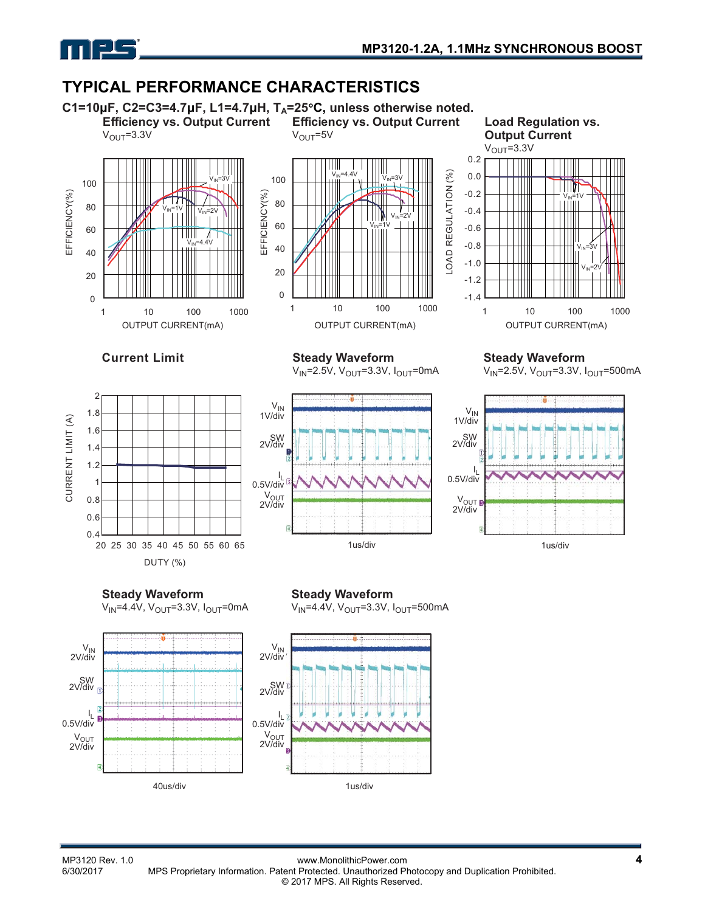## TYPICAL PERFORMANCE CHARACTERISTICS

**C1=10μF, C2=C3=4.7μF, L1=4.7μH, $T_A$=25°C, unless otherwise noted.**

**Efficiency vs. Output Current**
$V_{OUT}$=3.3V

**Efficiency vs. Output Current**
$V_{OUT}$=5V

**Load Regulation vs. Output Current**
$V_{OUT}$=3.3V

**Current Limit**

**Steady Waveform**
$V_{IN}$=2.5V, $V_{OUT}$=3.3V, $I_{OUT}$=0mA

**Steady Waveform**
$V_{IN}$=2.5V, $V_{OUT}$=3.3V, $I_{OUT}$=500mA

**Steady Waveform**
$V_{IN}$=4.4V, $V_{OUT}$=3.3V, $I_{OUT}$=0mA

**Steady Waveform**
$V_{IN}$=4.4V, $V_{OUT}$=3.3V, $I_{OUT}$=500mA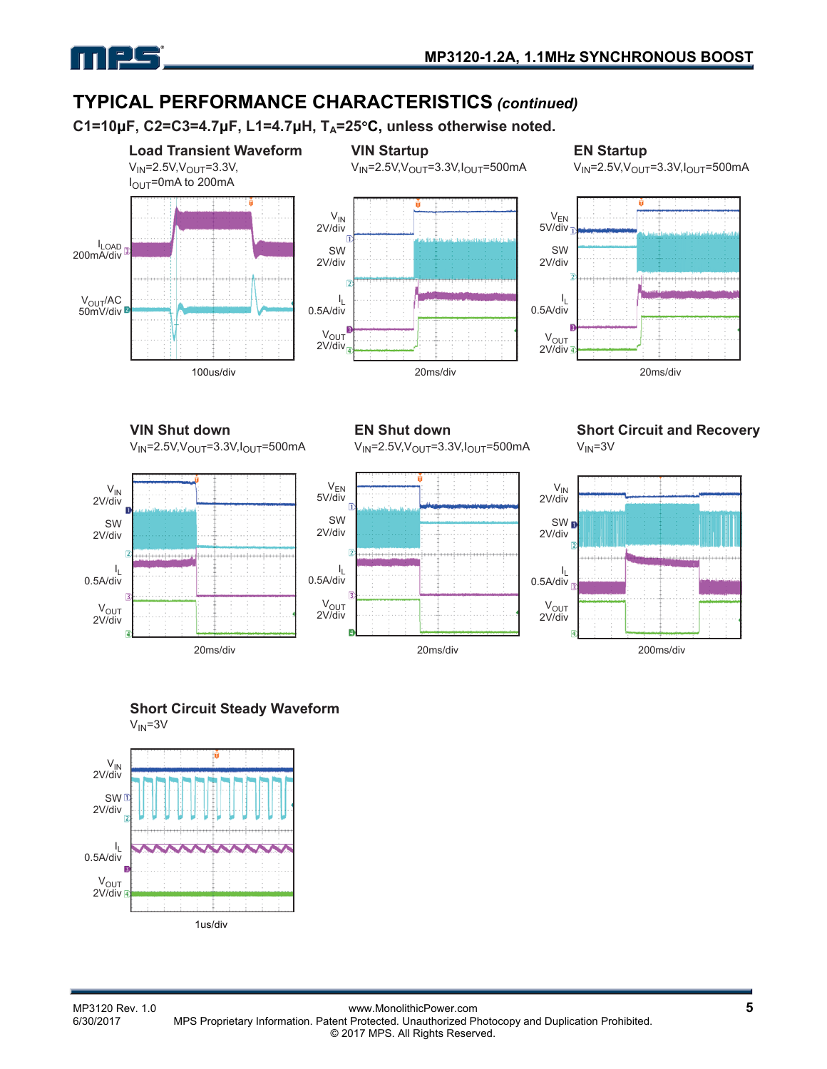## TYPICAL PERFORMANCE CHARACTERISTICS *(continued)*

**$C1=10\mu F$, $C2=C3=4.7\mu F$, $L1=4.7\mu H$, $T_A=25°C$, unless otherwise noted.**

**Load Transient Waveform**

$V_{IN}=2.5V, V_{OUT}=3.3V$, $I_{OUT}$=0mA to 200mA

$I_{LOAD}$ 200mA/div

$V_{OUT}$/AC 50mV/div

100us/div

**VIN Startup**

$V_{IN}=2.5V, V_{OUT}=3.3V, I_{OUT}=500mA$

$V_{IN}$ 2V/div

SW 2V/div

$I_L$ 0.5A/div

$V_{OUT}$ 2V/div

20ms/div

**EN Startup**

$V_{IN}=2.5V, V_{OUT}=3.3V, I_{OUT}=500mA$

$V_{EN}$ 5V/div

SW 2V/div

$I_L$ 0.5A/div

$V_{OUT}$ 2V/div

20ms/div

**VIN Shut down**

$V_{IN}=2.5V, V_{OUT}=3.3V, I_{OUT}=500mA$

$V_{IN}$ 2V/div

SW 2V/div

$I_L$ 0.5A/div

$V_{OUT}$ 2V/div

20ms/div

**EN Shut down**

$V_{IN}=2.5V, V_{OUT}=3.3V, I_{OUT}=500mA$

$V_{EN}$ 5V/div

SW 2V/div

$I_L$ 0.5A/div

$V_{OUT}$ 2V/div

20ms/div

**Short Circuit and Recovery**

$V_{IN}=3V$

$V_{IN}$ 2V/div

SW 2V/div

$I_L$ 0.5A/div

$V_{OUT}$ 2V/div

200ms/div

**Short Circuit Steady Waveform**

$V_{IN}=3V$

$V_{IN}$ 2V/div

SW 2V/div

$I_L$ 0.5A/div

$V_{OUT}$ 2V/div

1us/div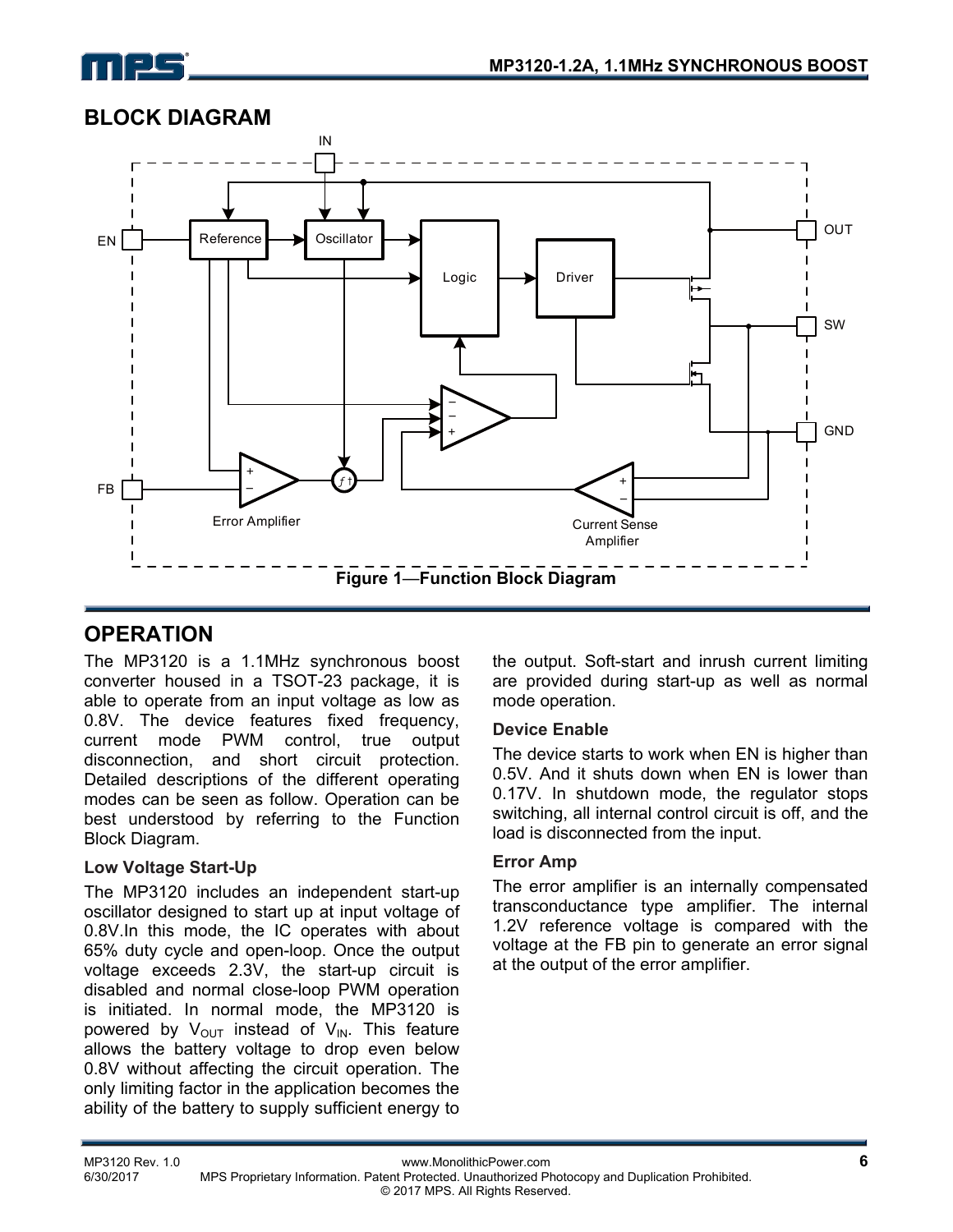## BLOCK DIAGRAM

Figure 1—Function Block Diagram

## OPERATION

The MP3120 is a 1.1MHz synchronous boost converter housed in a TSOT-23 package, it is able to operate from an input voltage as low as 0.8V. The device features fixed frequency, current mode PWM control, true output disconnection, and short circuit protection. Detailed descriptions of the different operating modes can be seen as follow. Operation can be best understood by referring to the Function Block Diagram.

### Low Voltage Start-Up

The MP3120 includes an independent start-up oscillator designed to start up at input voltage of 0.8V.In this mode, the IC operates with about 65% duty cycle and open-loop. Once the output voltage exceeds 2.3V, the start-up circuit is disabled and normal close-loop PWM operation is initiated. In normal mode, the MP3120 is powered by $V_{OUT}$ instead of $V_{IN}$. This feature allows the battery voltage to drop even below 0.8V without affecting the circuit operation. The only limiting factor in the application becomes the ability of the battery to supply sufficient energy to the output. Soft-start and inrush current limiting are provided during start-up as well as normal mode operation.

### Device Enable

The device starts to work when EN is higher than 0.5V. And it shuts down when EN is lower than 0.17V. In shutdown mode, the regulator stops switching, all internal control circuit is off, and the load is disconnected from the input.

### Error Amp

The error amplifier is an internally compensated transconductance type amplifier. The internal 1.2V reference voltage is compared with the voltage at the FB pin to generate an error signal at the output of the error amplifier.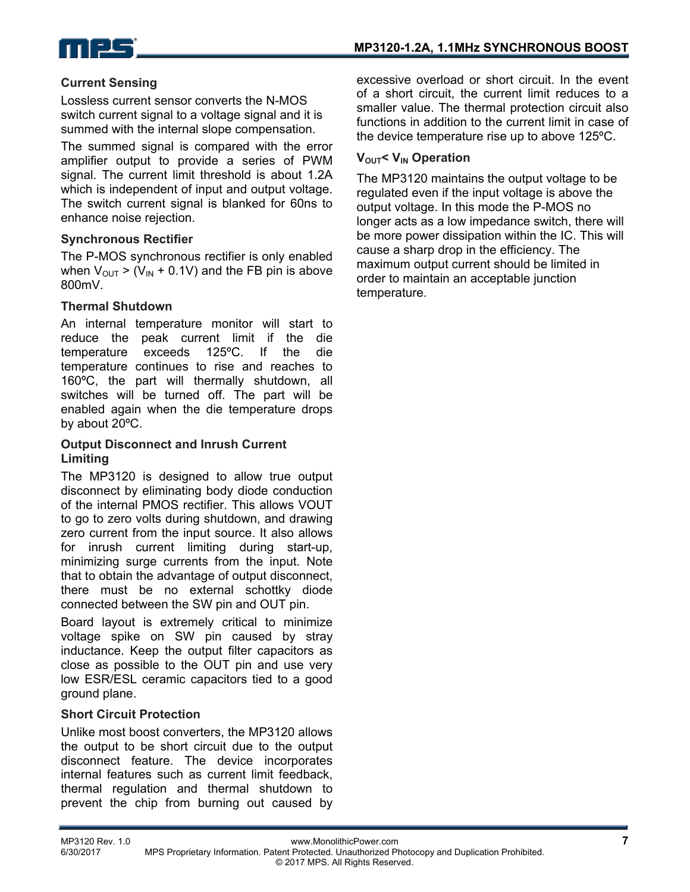### Current Sensing

Lossless current sensor converts the N-MOS switch current signal to a voltage signal and it is summed with the internal slope compensation.

The summed signal is compared with the error amplifier output to provide a series of PWM signal. The current limit threshold is about 1.2A which is independent of input and output voltage. The switch current signal is blanked for 60ns to enhance noise rejection.

### Synchronous Rectifier

The P-MOS synchronous rectifier is only enabled when $V_{OUT}$ > ($V_{IN}$ + 0.1V) and the FB pin is above 800mV.

### Thermal Shutdown

An internal temperature monitor will start to reduce the peak current limit if the die temperature exceeds 125ºC. If the die temperature continues to rise and reaches to 160ºC, the part will thermally shutdown, all switches will be turned off. The part will be enabled again when the die temperature drops by about 20ºC.

### Output Disconnect and Inrush Current Limiting

The MP3120 is designed to allow true output disconnect by eliminating body diode conduction of the internal PMOS rectifier. This allows VOUT to go to zero volts during shutdown, and drawing zero current from the input source. It also allows for inrush current limiting during start-up, minimizing surge currents from the input. Note that to obtain the advantage of output disconnect, there must be no external schottky diode connected between the SW pin and OUT pin.

Board layout is extremely critical to minimize voltage spike on SW pin caused by stray inductance. Keep the output filter capacitors as close as possible to the OUT pin and use very low ESR/ESL ceramic capacitors tied to a good ground plane.

### Short Circuit Protection

Unlike most boost converters, the MP3120 allows the output to be short circuit due to the output disconnect feature. The device incorporates internal features such as current limit feedback, thermal regulation and thermal shutdown to prevent the chip from burning out caused by excessive overload or short circuit. In the event of a short circuit, the current limit reduces to a smaller value. The thermal protection circuit also functions in addition to the current limit in case of the device temperature rise up to above 125ºC.

### $V_{OUT}$< $V_{IN}$ Operation

The MP3120 maintains the output voltage to be regulated even if the input voltage is above the output voltage. In this mode the P-MOS no longer acts as a low impedance switch, there will be more power dissipation within the IC. This will cause a sharp drop in the efficiency. The maximum output current should be limited in order to maintain an acceptable junction temperature.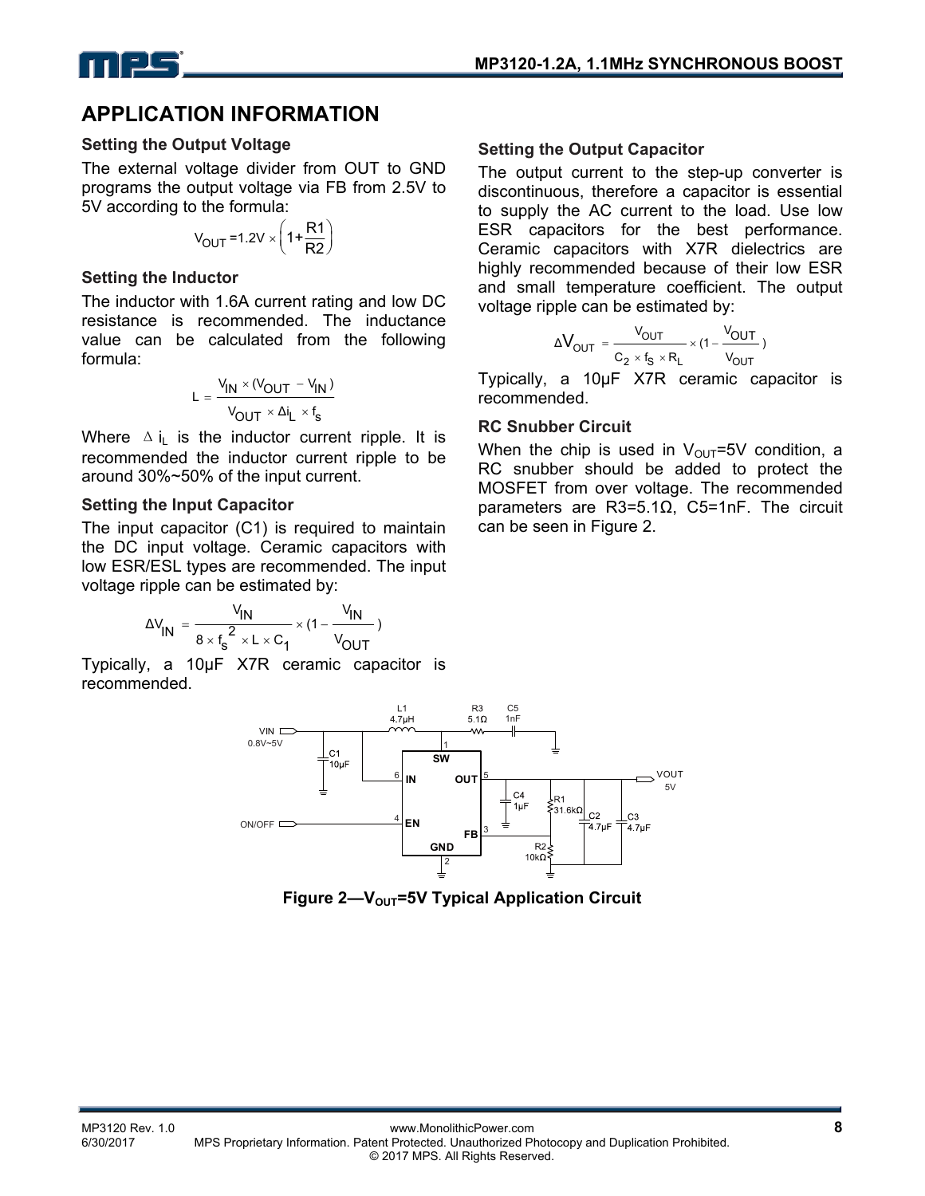## APPLICATION INFORMATION

### Setting the Output Voltage

The external voltage divider from OUT to GND programs the output voltage via FB from 2.5V to 5V according to the formula:

$$V_{OUT} = 1.2V \times \left(1 + \frac{R1}{R2}\right)$$

### Setting the Inductor

The inductor with 1.6A current rating and low DC resistance is recommended. The inductance value can be calculated from the following formula:

$$L = \frac{V_{IN} \times (V_{OUT} - V_{IN})}{V_{OUT} \times \Delta i_L \times f_s}$$

Where $\Delta i_L$ is the inductor current ripple. It is recommended the inductor current ripple to be around 30%~50% of the input current.

### Setting the Input Capacitor

The input capacitor (C1) is required to maintain the DC input voltage. Ceramic capacitors with low ESR/ESL types are recommended. The input voltage ripple can be estimated by:

$$\Delta V_{IN} = \frac{V_{IN}}{8 \times f_s^2 \times L \times C_1} \times (1 - \frac{V_{IN}}{V_{OUT}})$$

Typically, a 10μF X7R ceramic capacitor is recommended.

### Setting the Output Capacitor

The output current to the step-up converter is discontinuous, therefore a capacitor is essential to supply the AC current to the load. Use low ESR capacitors for the best performance. Ceramic capacitors with X7R dielectrics are highly recommended because of their low ESR and small temperature coefficient. The output voltage ripple can be estimated by:

$$\Delta V_{OUT} = \frac{V_{OUT}}{C_2 \times f_S \times R_L} \times (1 - \frac{V_{OUT}}{V_{OUT}})$$

Typically, a 10μF X7R ceramic capacitor is recommended.

### RC Snubber Circuit

When the chip is used in $V_{OUT}$=5V condition, a RC snubber should be added to protect the MOSFET from over voltage. The recommended parameters are R3=5.1Ω, C5=1nF. The circuit can be seen in Figure 2.

**Figure 2—$V_{OUT}$=5V Typical Application Circuit**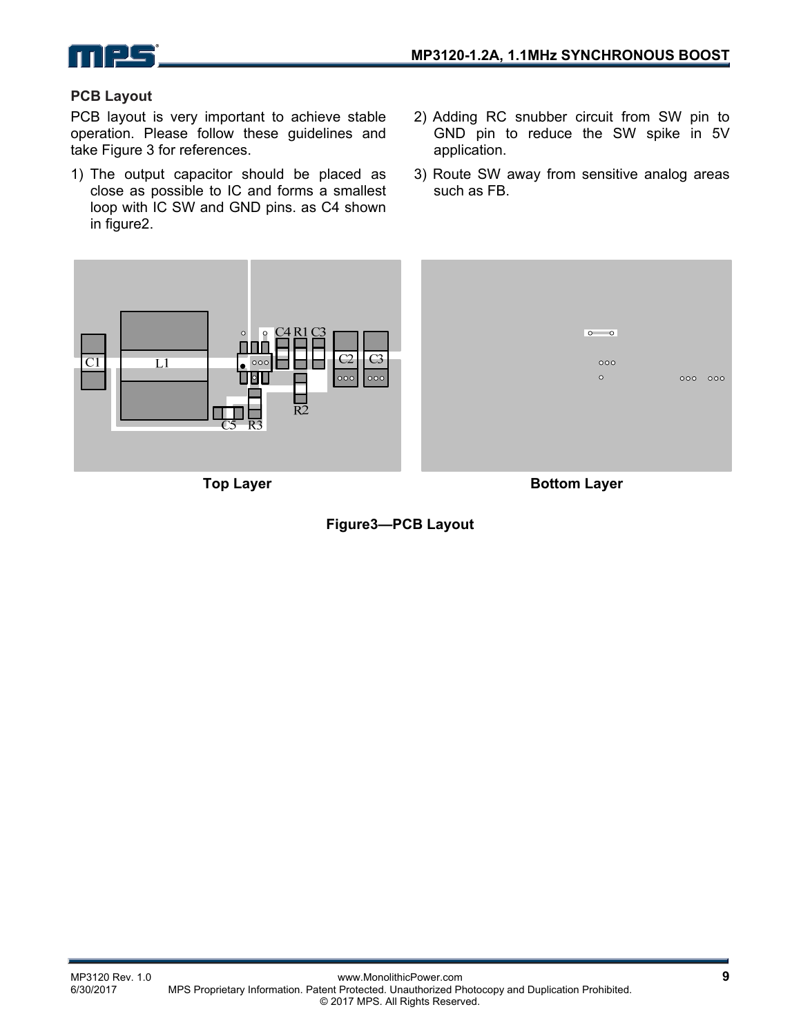### PCB Layout

PCB layout is very important to achieve stable operation. Please follow these guidelines and take Figure 3 for references.

1) The output capacitor should be placed as close as possible to IC and forms a smallest loop with IC SW and GND pins. as C4 shown in figure2.
2) Adding RC snubber circuit from SW pin to GND pin to reduce the SW spike in 5V application.
3) Route SW away from sensitive analog areas such as FB.

Top Layer

Bottom Layer

**Figure3—PCB Layout**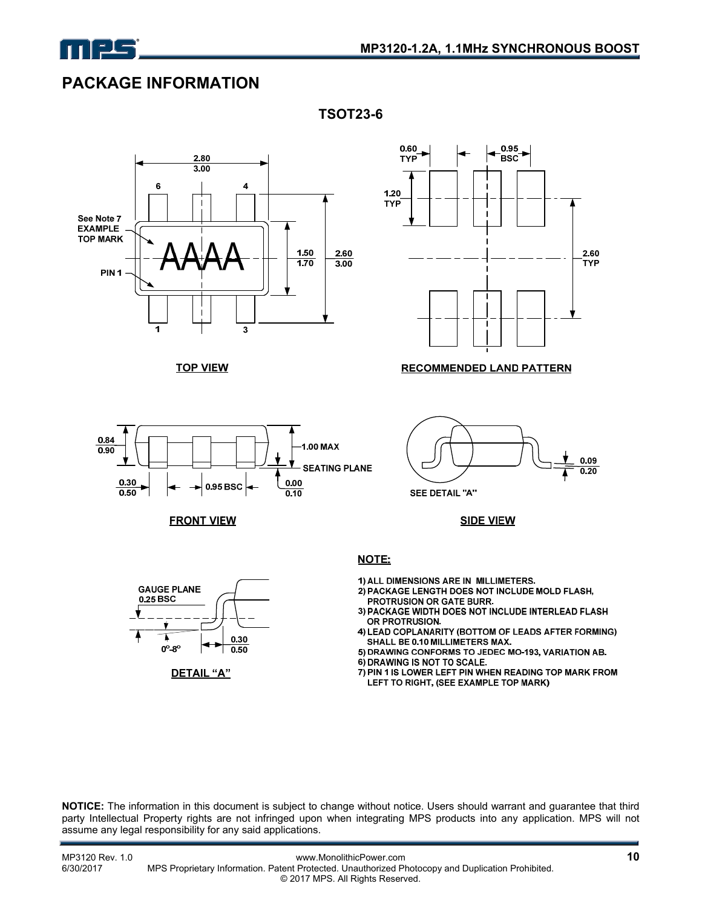## PACKAGE INFORMATION

### TSOT23-6

2.80
3.00

6
4

See Note 7
EXAMPLE
TOP MARK

AAAA

PIN 1

1.50
1.70

2.60
3.00

1
3

**TOP VIEW**

0.60
TYP

0.95
BSC

1.20
TYP

2.60
TYP

**RECOMMENDED LAND PATTERN**

0.84
0.90

1.00 MAX

SEATING PLANE

0.30
0.50

0.95 BSC

0.00
0.10

**FRONT VIEW**

0.09
0.20

SEE DETAIL "A"

**SIDE VIEW**

GAUGE PLANE
0.25 BSC

0°-8°

0.30
0.50

**DETAIL "A"**

**NOTE:**

1) ALL DIMENSIONS ARE IN MILLIMETERS.
2) PACKAGE LENGTH DOES NOT INCLUDE MOLD FLASH, PROTRUSION OR GATE BURR.
3) PACKAGE WIDTH DOES NOT INCLUDE INTERLEAD FLASH OR PROTRUSION.
4) LEAD COPLANARITY (BOTTOM OF LEADS AFTER FORMING) SHALL BE 0.10 MILLIMETERS MAX.
5) DRAWING CONFORMS TO JEDEC MO-193, VARIATION AB.
6) DRAWING IS NOT TO SCALE.
7) PIN 1 IS LOWER LEFT PIN WHEN READING TOP MARK FROM LEFT TO RIGHT, (SEE EXAMPLE TOP MARK)

**NOTICE:** The information in this document is subject to change without notice. Users should warrant and guarantee that third party Intellectual Property rights are not infringed upon when integrating MPS products into any application. MPS will not assume any legal responsibility for any said applications.